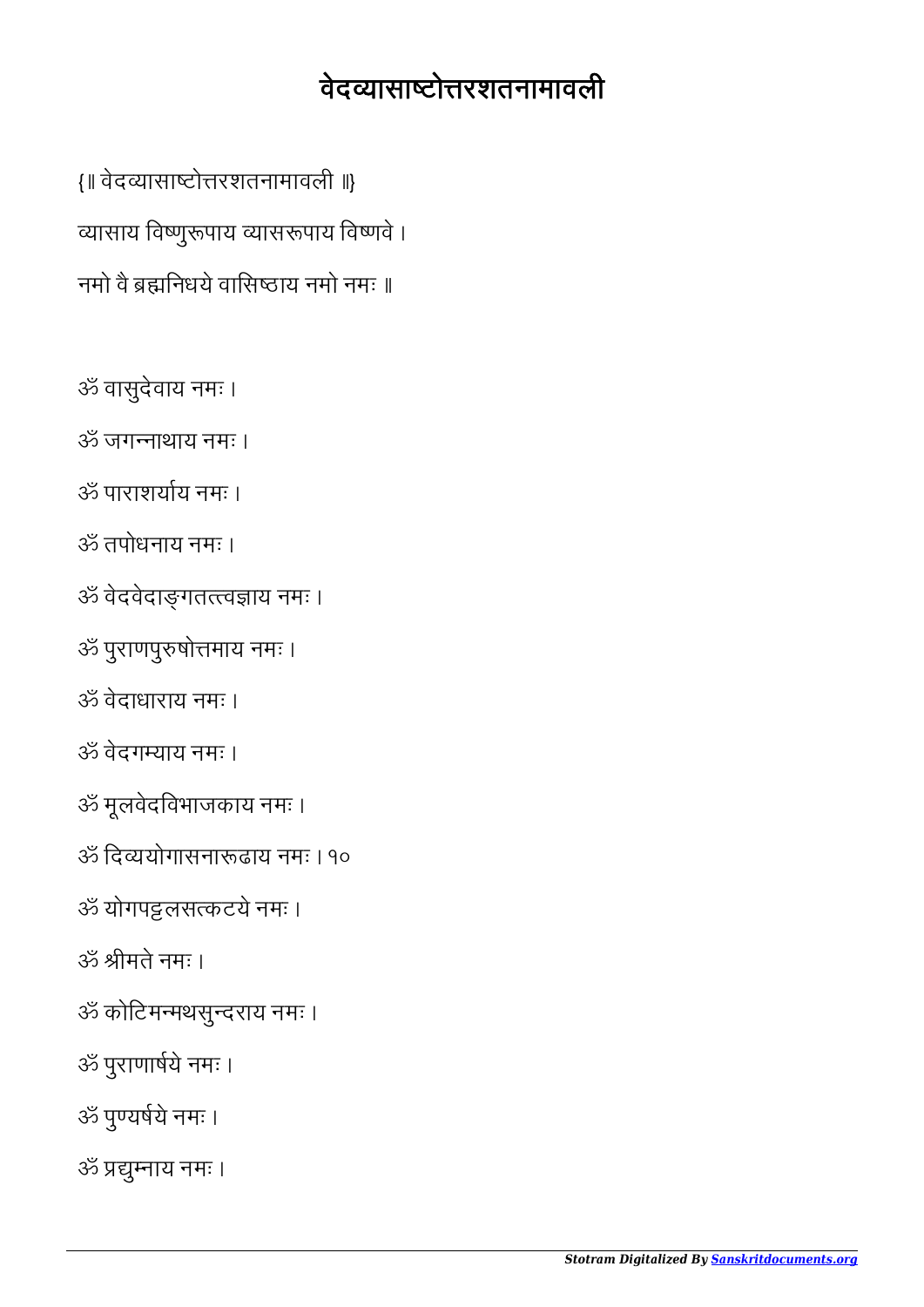# वेदव्यासाष्टोत्तरशतनामावली

{॥ वेदव्यासाष्टोत्तरशतनामावली ॥}

व्यासाय विष्णुरूपाय व्यासरूपाय विष्णवे ।

नमो वै ब्रह्मनिधये वासिष्ठाय नमो नमः ॥

ॐ वासुदेवाय नमः ।

ॐ जगन्नाथाय नमः ।

ॐ पाराशर्याय नमः ।

ॐ तपोधनाय नमः ।

ॐ वेदवेदाङ्गतत्त्वज्ञाय नमः ।

ॐ पुराणपुरुषोत्तमाय नमः ।

ॐ वेदाधाराय नमः ।

ॐ वेदगम्याय नमः ।

ॐ मूलवेदविभाजकाय नमः ।

ॐ दिव्ययोगासनारूढाय नमः । १०

ॐ योगपट्टलसत्कटये नमः ।

ॐ श्रीमते नमः ।

ॐ कोटिमन्मथसुन्दराय नमः ।

ॐ पुराणार्षये नमः ।

ॐ पुण्यर्षये नमः ।

ॐ प्रद्युम्नाय नमः ।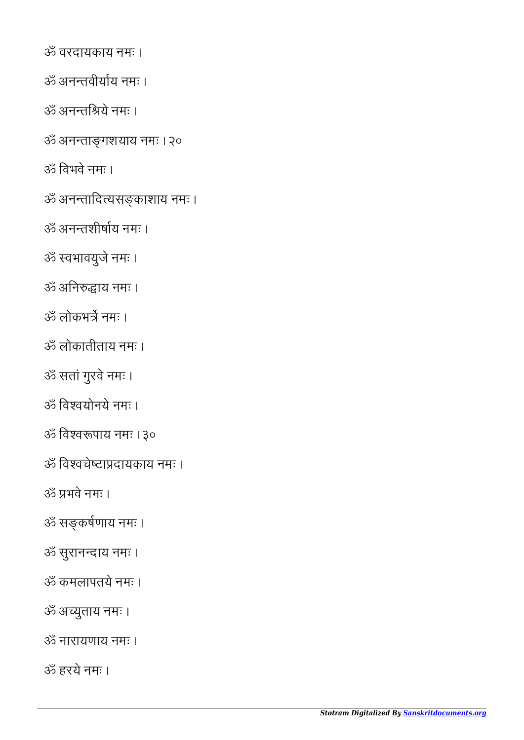ॐ वरदायकाय नमः ।

ॐ अनन्तवीर्याय नमः ।

ॐ अनन्तश्रिये नमः ।

ॐ अनन्ताङ्गशयाय नमः । २०

ॐ विभवे नमः ।

ॐ अनन्तादित्यसङ्काशाय नमः ।

ॐ अनन्तशीर्षाय नमः ।

ॐ स्वभावयुजे नमः ।

ॐ अनिरुद्धाय नमः ।

ॐ लोकभर्त्रे नमः ।

ॐ लोकातीताय नमः ।

ॐ सतां गुरवे नमः ।

ॐ विश्वयोनये नमः ।

ॐ विश्वरूपाय नमः । ३०

ॐ विश्वचेष्टाप्रदायकाय नमः ।

ॐ प्रभवे नमः ।

ॐ सङ्कर्षणाय नमः ।

ॐ सुरानन्दाय नमः ।

ॐ कमलापतये नमः ।

ॐ अच्युताय नमः ।

ॐ नारायणाय नमः ।

ॐ हरये नमः ।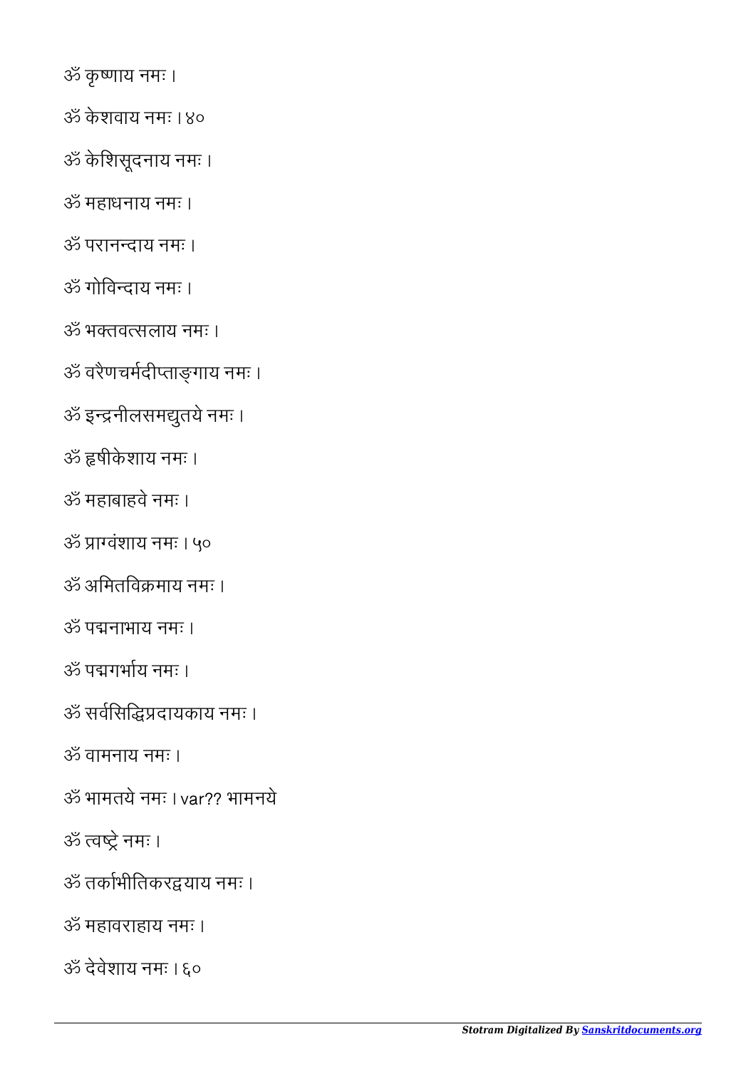ॐ कृष्णाय नमः ।

ॐ केशवाय नमः । ४०

ॐ केशिसूदनाय नमः ।

ॐ महाधनाय नमः ।

ॐ परानन्दाय नमः ।

ॐ गोविन्दाय नमः ।

ॐ भक्तवत्सलाय नमः ।

ॐ वरैणचर्मदीप्ताङ्गाय नमः ।

ॐ इन्द्रनीलसमद्युतये नमः ।

ॐ हृषीकेशाय नमः ।

ॐ महाबाहवे नमः ।

ॐ प्राग्वंशाय नमः । ५०

ॐ अमितविक्रमाय नमः ।

ॐ पद्मनाभाय नमः ।

ॐ पद्मगर्भाय नमः ।

ॐ सर्वसिद्धिप्रदायकाय नमः ।

ॐ वामनाय नमः ।

ॐ भामतये नमः । var?? भामनये

ॐ त्वष्ट्रे नमः ।

ॐ तर्काभीतिकरद्वयाय नमः ।

ॐ महावराहाय नमः ।

ॐ देवेशाय नमः । ६०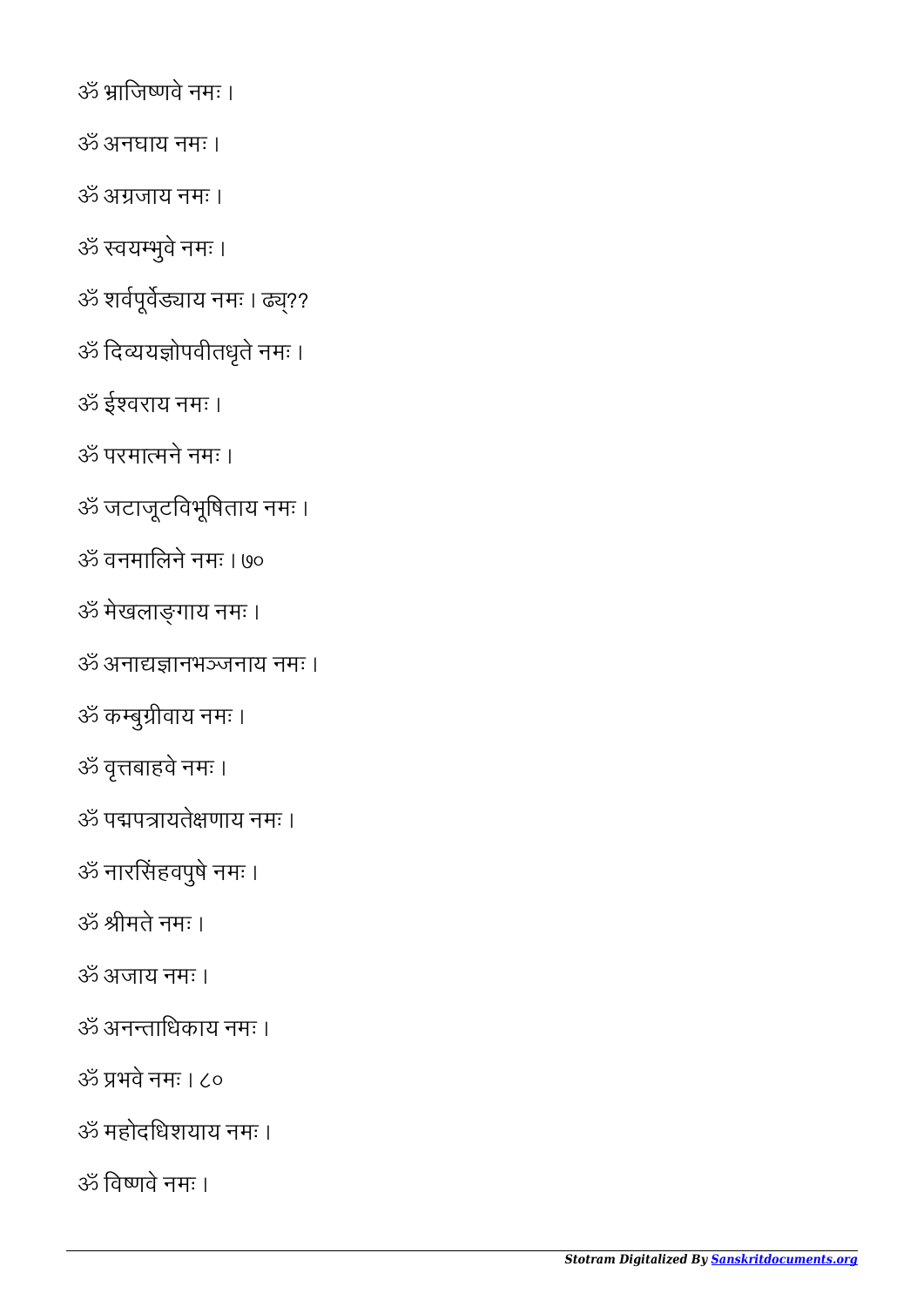ॐ भ्राजिष्णवे नमः ।

ॐ अनघाय नमः ।

ॐ अग्रजाय नमः ।

ॐ स्वयम्भुवे नमः ।

ॐ शर्वपूर्वेड्याय नमः । ढ्य्??

ॐ दिव्ययज्ञोपवीतधृते नमः ।

ॐ ईश्वराय नमः ।

ॐ परमात्मने नमः ।

ॐ जटाजूटविभूषिताय नमः ।

ॐ वनमालिने नमः । ७०

ॐ मेखलाङ्गाय नमः ।

ॐ अनाद्यज्ञानभञ्जनाय नमः ।

ॐ कम्बुग्रीवाय नमः ।

ॐ वृत्तबाहवे नमः ।

ॐ पद्मपत्रायतेक्षणाय नमः ।

ॐ नारसिंहवपुषे नमः ।

ॐ श्रीमते नमः ।

ॐ अजाय नमः ।

ॐ अनन्ताधिकाय नमः ।

ॐ प्रभवे नमः । ८०

ॐ महोदधिशयाय नमः ।

ॐ विष्णवे नमः ।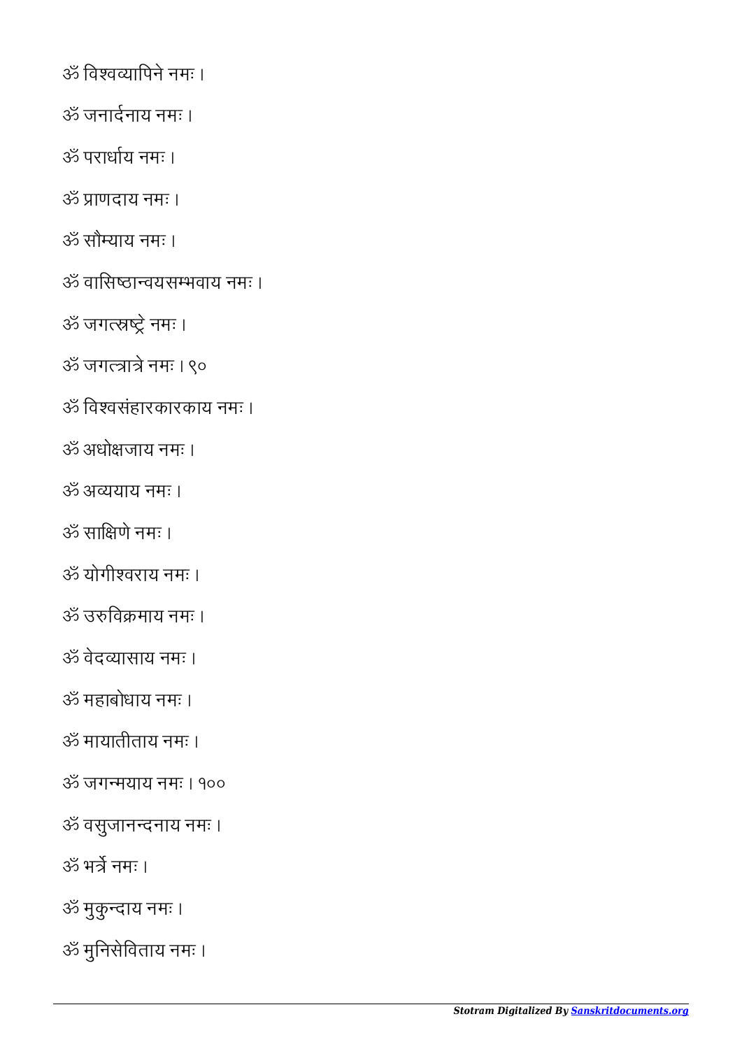ॐ विश्वव्यापिने नमः ।

ॐ जनार्दनाय नमः ।

ॐ परार्धाय नमः ।

ॐ प्राणदाय नमः ।

ॐ सौम्याय नमः ।

ॐ वासिष्ठान्वयसम्भवाय नमः ।

ॐ जगत्स्रष्ट्रे नमः ।

ॐ जगत्त्रात्रे नमः । ९०

ॐ विश्वसंहारकारकाय नमः ।

ॐ अधोक्षजाय नमः ।

ॐ अव्ययाय नमः ।

ॐ साक्षिणे नमः ।

ॐ योगीश्वराय नमः ।

ॐ उरुविक्रमाय नमः ।

ॐ वेदव्यासाय नमः ।

ॐ महाबोधाय नमः ।

ॐ मायातीताय नमः ।

ॐ जगन्मयाय नमः । १००

ॐ वसुजानन्दनाय नमः ।

ॐ भर्त्रे नमः ।

ॐ मुकुन्दाय नमः ।

ॐ मुनिसेविताय नमः ।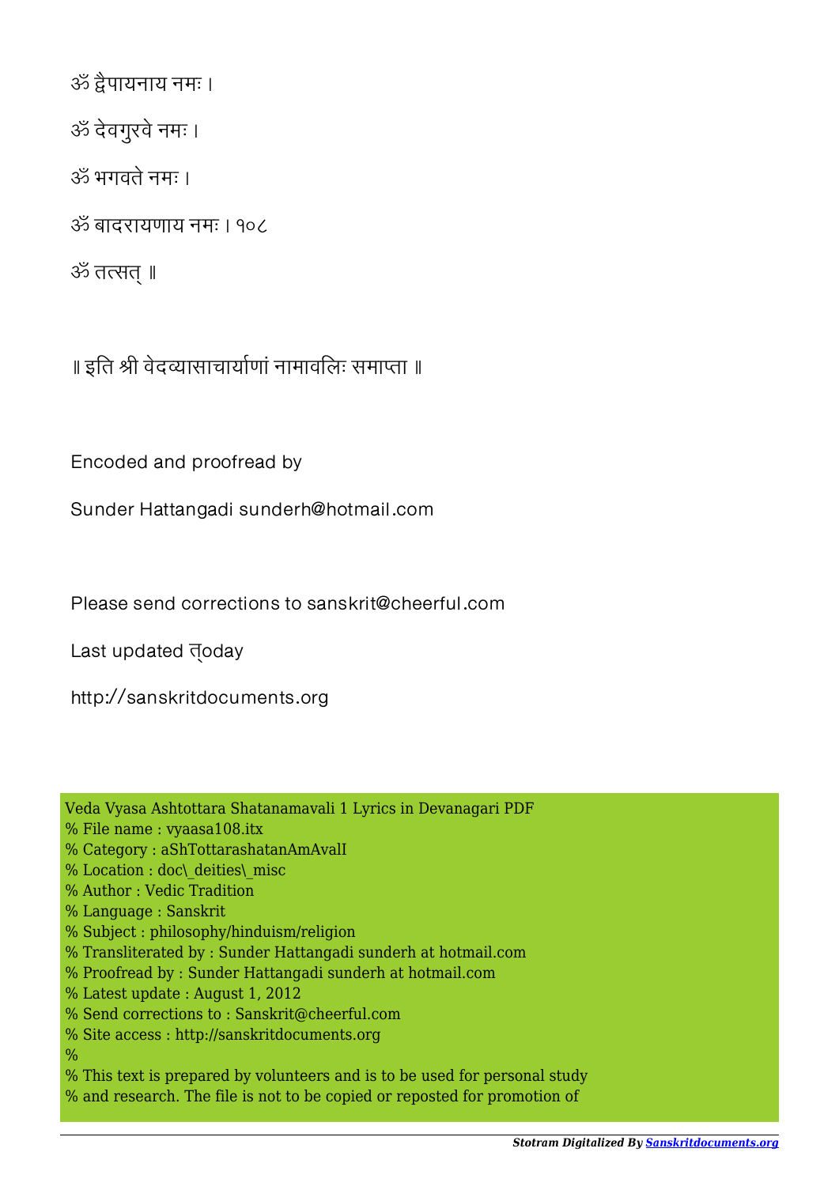ॐ द्वैपायनाय नमः ।

ॐ देवगुरवे नमः ।

ॐ भगवते नमः ।

ॐ बादरायणाय नमः । १०८

ॐ तत्सत् ॥

॥ इति श्री वेदव्यासाचार्याणां नामावलिः समाप्ता ॥

Encoded and proofread by

Sunder Hattangadi sunderh@hotmail.com

Please send corrections to sanskrit@cheerful.com

Last updated त्oday

http://sanskritdocuments.org

Veda Vyasa Ashtottara Shatanamavali 1 Lyrics in Devanagari PDF
% File name : vyaasa108.itx
% Category : aShTottarashatanAmAvalI
% Location : doc\_deities\_misc
% Author : Vedic Tradition
% Language : Sanskrit
% Subject : philosophy/hinduism/religion
% Transliterated by : Sunder Hattangadi sunderh at hotmail.com
% Proofread by : Sunder Hattangadi sunderh at hotmail.com
% Latest update : August 1, 2012
% Send corrections to : Sanskrit@cheerful.com
% Site access : http://sanskritdocuments.org
%
% This text is prepared by volunteers and is to be used for personal study
% and research. The file is not to be copied or reposted for promotion of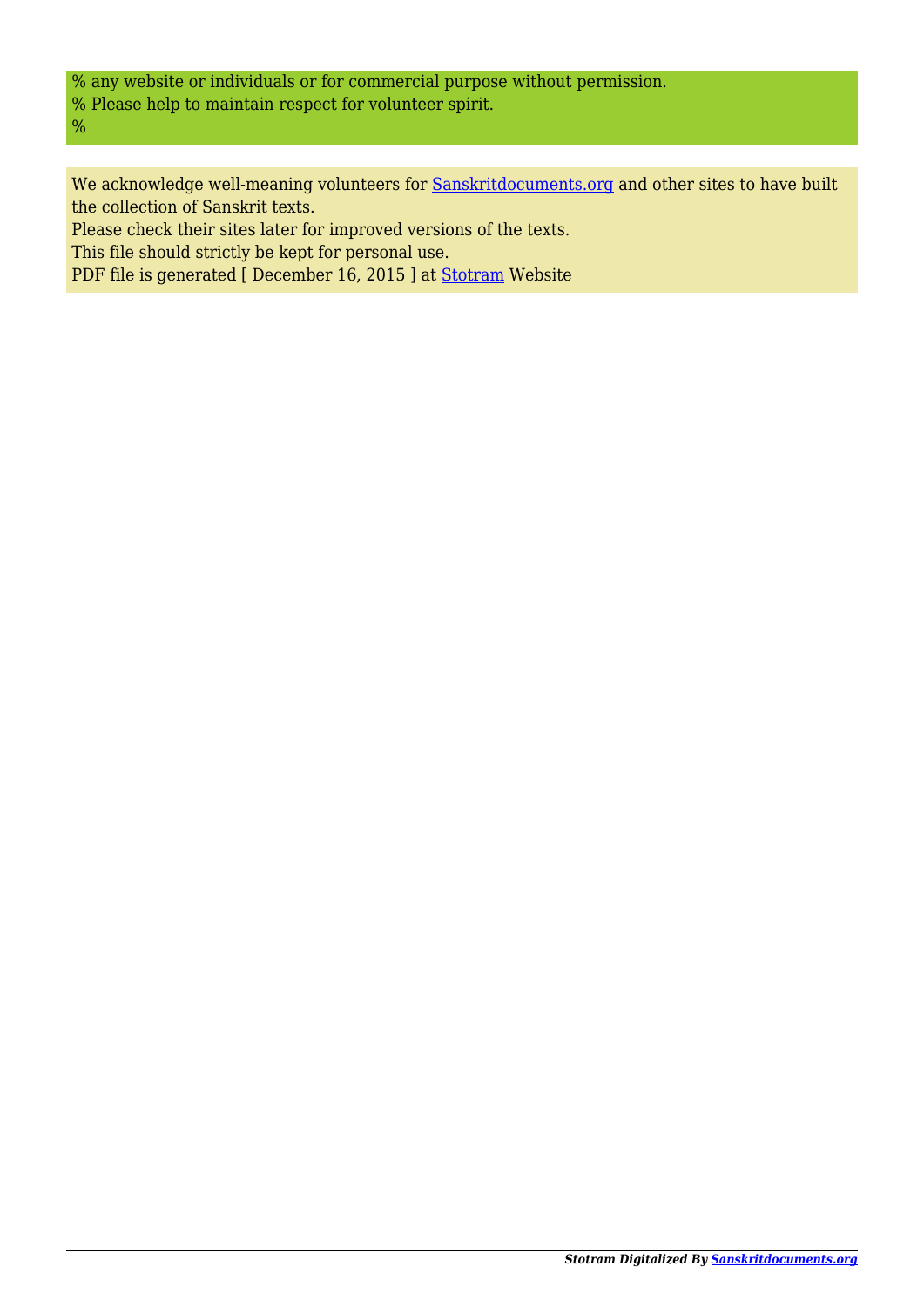% any website or individuals or for commercial purpose without permission.
% Please help to maintain respect for volunteer spirit.
%

We acknowledge well-meaning volunteers for Sanskritdocuments.org and other sites to have built the collection of Sanskrit texts.
Please check their sites later for improved versions of the texts.
This file should strictly be kept for personal use.
PDF file is generated [ December 16, 2015 ] at Stotram Website